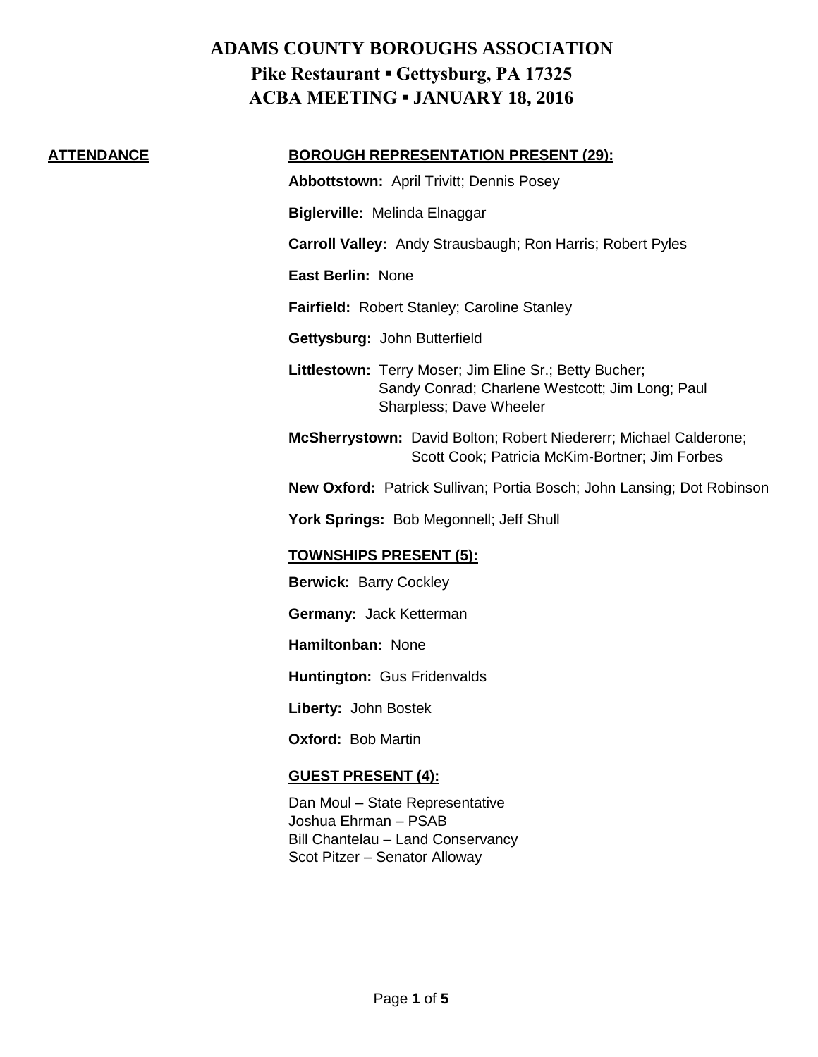# ADAMS COUNTY BOROUGHS ASSOCIATION
## Pike Restaurant ▪ Gettysburg, PA 17325
## ACBA MEETING ▪ JANUARY 18, 2016

**ATTENDANCE**

**BOROUGH REPRESENTATION PRESENT (29):**

**Abbottstown:** April Trivitt; Dennis Posey

**Biglerville:** Melinda Elnaggar

**Carroll Valley:** Andy Strausbaugh; Ron Harris; Robert Pyles

**East Berlin:** None

**Fairfield:** Robert Stanley; Caroline Stanley

**Gettysburg:** John Butterfield

**Littlestown:** Terry Moser; Jim Eline Sr.; Betty Bucher; Sandy Conrad; Charlene Westcott; Jim Long; Paul Sharpless; Dave Wheeler

**McSherrystown:** David Bolton; Robert Niedererr; Michael Calderone; Scott Cook; Patricia McKim-Bortner; Jim Forbes

**New Oxford:** Patrick Sullivan; Portia Bosch; John Lansing; Dot Robinson

**York Springs:** Bob Megonnell; Jeff Shull

**TOWNSHIPS PRESENT (5):**

**Berwick:** Barry Cockley

**Germany:** Jack Ketterman

**Hamiltonban:** None

**Huntington:** Gus Fridenvalds

**Liberty:** John Bostek

**Oxford:** Bob Martin

**GUEST PRESENT (4):**

Dan Moul – State Representative
Joshua Ehrman – PSAB
Bill Chantelau – Land Conservancy
Scot Pitzer – Senator Alloway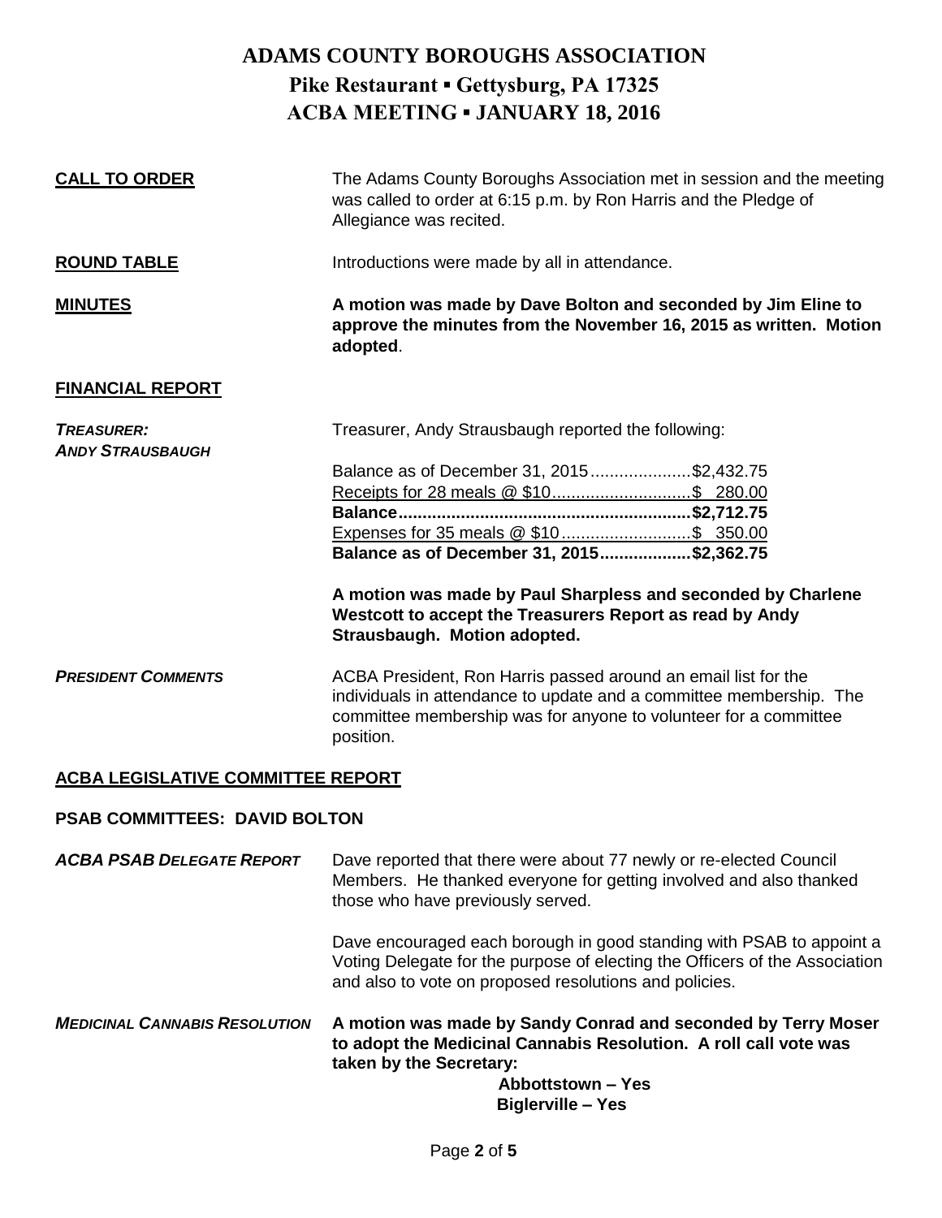# ADAMS COUNTY BOROUGHS ASSOCIATION

## Pike Restaurant ▪ Gettysburg, PA 17325

## ACBA MEETING ▪ JANUARY 18, 2016

**CALL TO ORDER**

The Adams County Boroughs Association met in session and the meeting was called to order at 6:15 p.m. by Ron Harris and the Pledge of Allegiance was recited.

**ROUND TABLE**

Introductions were made by all in attendance.

**MINUTES**

**A motion was made by Dave Bolton and seconded by Jim Eline to approve the minutes from the November 16, 2015 as written. Motion adopted**.

**FINANCIAL REPORT**

***TREASURER: ANDY STRAUSBAUGH***

Treasurer, Andy Strausbaugh reported the following:

| | |
|---|---|
| Balance as of December 31, 2015 | $2,432.75 |
| Receipts for 28 meals @ $10 | $ 280.00 |
| **Balance** | **$2,712.75** |
| Expenses for 35 meals @ $10 | $ 350.00 |
| **Balance as of December 31, 2015** | **$2,362.75** |

**A motion was made by Paul Sharpless and seconded by Charlene Westcott to accept the Treasurers Report as read by Andy Strausbaugh. Motion adopted.**

***PRESIDENT COMMENTS***

ACBA President, Ron Harris passed around an email list for the individuals in attendance to update and a committee membership. The committee membership was for anyone to volunteer for a committee position.

**ACBA LEGISLATIVE COMMITTEE REPORT**

**PSAB COMMITTEES: DAVID BOLTON**

***ACBA PSAB DELEGATE REPORT***

Dave reported that there were about 77 newly or re-elected Council Members. He thanked everyone for getting involved and also thanked those who have previously served.

Dave encouraged each borough in good standing with PSAB to appoint a Voting Delegate for the purpose of electing the Officers of the Association and also to vote on proposed resolutions and policies.

***MEDICINAL CANNABIS RESOLUTION***

**A motion was made by Sandy Conrad and seconded by Terry Moser to adopt the Medicinal Cannabis Resolution. A roll call vote was taken by the Secretary:**

**Abbottstown – Yes**
**Biglerville – Yes**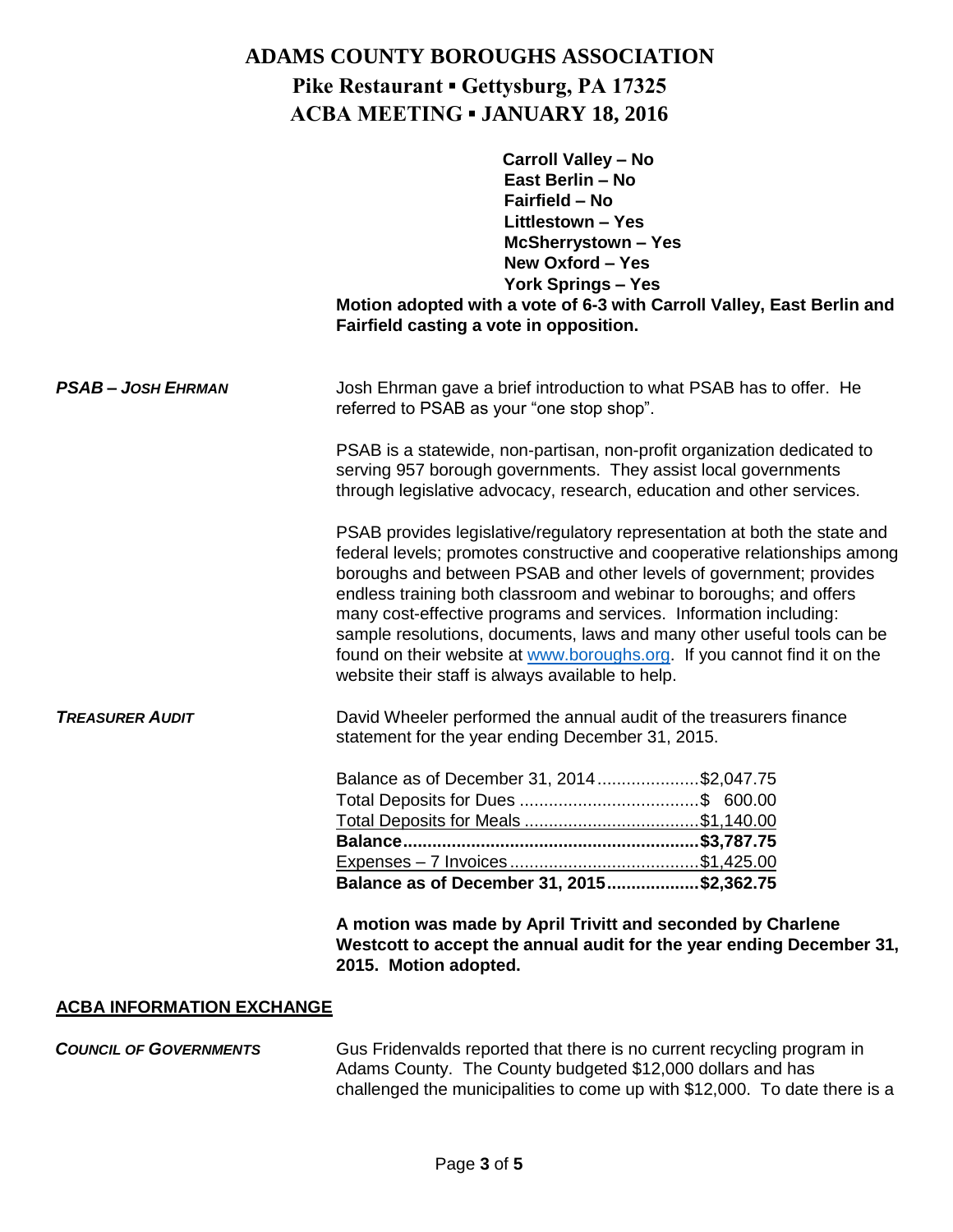# ADAMS COUNTY BOROUGHS ASSOCIATION

## Pike Restaurant ▪ Gettysburg, PA 17325

## ACBA MEETING ▪ JANUARY 18, 2016

**Carroll Valley – No**
**East Berlin – No**
**Fairfield – No**
**Littlestown – Yes**
**McSherrystown – Yes**
**New Oxford – Yes**
**York Springs – Yes**

**Motion adopted with a vote of 6-3 with Carroll Valley, East Berlin and Fairfield casting a vote in opposition.**

***PSAB – JOSH EHRMAN***

Josh Ehrman gave a brief introduction to what PSAB has to offer. He referred to PSAB as your "one stop shop".

PSAB is a statewide, non-partisan, non-profit organization dedicated to serving 957 borough governments. They assist local governments through legislative advocacy, research, education and other services.

PSAB provides legislative/regulatory representation at both the state and federal levels; promotes constructive and cooperative relationships among boroughs and between PSAB and other levels of government; provides endless training both classroom and webinar to boroughs; and offers many cost-effective programs and services. Information including: sample resolutions, documents, laws and many other useful tools can be found on their website at www.boroughs.org. If you cannot find it on the website their staff is always available to help.

***TREASURER AUDIT***

David Wheeler performed the annual audit of the treasurers finance statement for the year ending December 31, 2015.

| | |
|---|---|
| Balance as of December 31, 2014 | $2,047.75 |
| Total Deposits for Dues | $ 600.00 |
| Total Deposits for Meals | $1,140.00 |
| **Balance** | **$3,787.75** |
| Expenses – 7 Invoices | $1,425.00 |
| **Balance as of December 31, 2015** | **$2,362.75** |

**A motion was made by April Trivitt and seconded by Charlene Westcott to accept the annual audit for the year ending December 31, 2015. Motion adopted.**

## ACBA INFORMATION EXCHANGE

***COUNCIL OF GOVERNMENTS***

Gus Fridenvalds reported that there is no current recycling program in Adams County. The County budgeted $12,000 dollars and has challenged the municipalities to come up with $12,000. To date there is a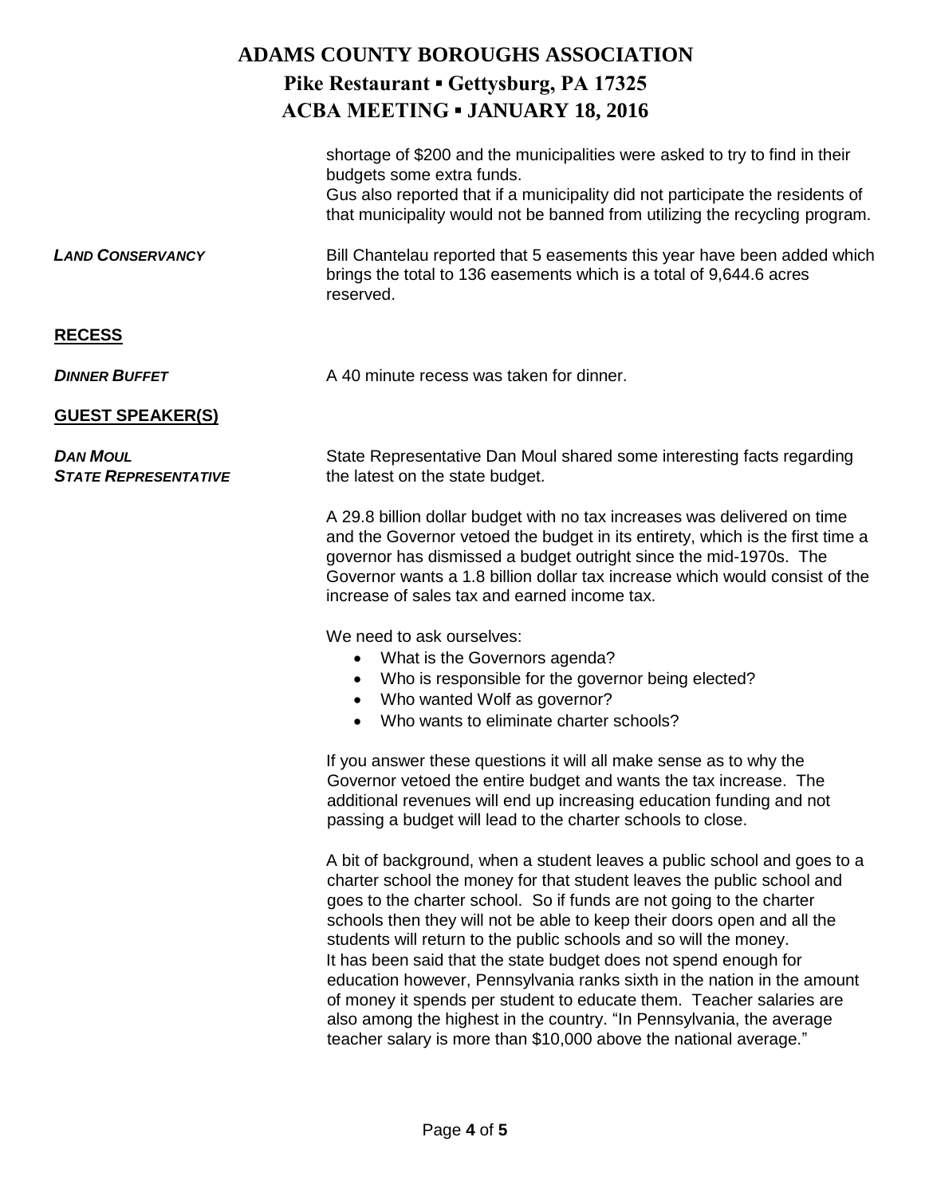shortage of $200 and the municipalities were asked to try to find in their budgets some extra funds.
Gus also reported that if a municipality did not participate the residents of that municipality would not be banned from utilizing the recycling program.

***LAND CONSERVANCY***

Bill Chantelau reported that 5 easements this year have been added which brings the total to 136 easements which is a total of 9,644.6 acres reserved.

## RECESS

***DINNER BUFFET***

A 40 minute recess was taken for dinner.

## GUEST SPEAKER(S)

***DAN MOUL***
***STATE REPRESENTATIVE***

State Representative Dan Moul shared some interesting facts regarding the latest on the state budget.

A 29.8 billion dollar budget with no tax increases was delivered on time and the Governor vetoed the budget in its entirety, which is the first time a governor has dismissed a budget outright since the mid-1970s. The Governor wants a 1.8 billion dollar tax increase which would consist of the increase of sales tax and earned income tax.

We need to ask ourselves:

- What is the Governors agenda?
- Who is responsible for the governor being elected?
- Who wanted Wolf as governor?
- Who wants to eliminate charter schools?

If you answer these questions it will all make sense as to why the Governor vetoed the entire budget and wants the tax increase. The additional revenues will end up increasing education funding and not passing a budget will lead to the charter schools to close.

A bit of background, when a student leaves a public school and goes to a charter school the money for that student leaves the public school and goes to the charter school. So if funds are not going to the charter schools then they will not be able to keep their doors open and all the students will return to the public schools and so will the money.
It has been said that the state budget does not spend enough for education however, Pennsylvania ranks sixth in the nation in the amount of money it spends per student to educate them. Teacher salaries are also among the highest in the country. "In Pennsylvania, the average teacher salary is more than $10,000 above the national average."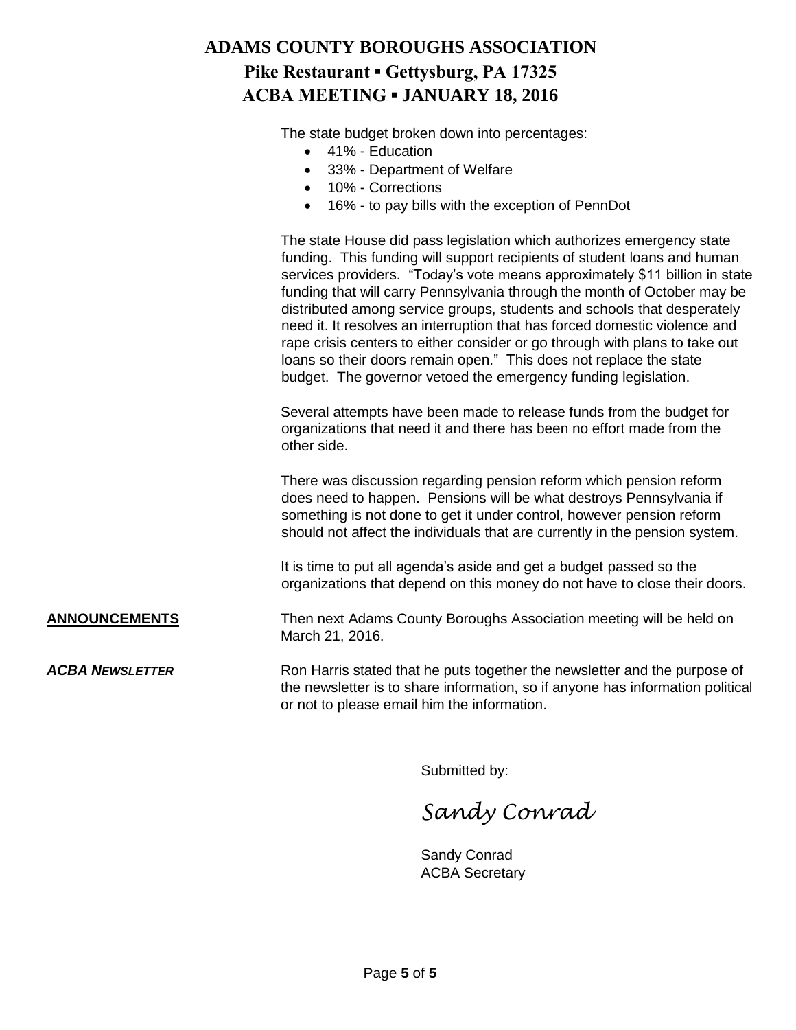# ADAMS COUNTY BOROUGHS ASSOCIATION

## Pike Restaurant ▪ Gettysburg, PA 17325

## ACBA MEETING ▪ JANUARY 18, 2016

The state budget broken down into percentages:

- 41% - Education
- 33% - Department of Welfare
- 10% - Corrections
- 16% - to pay bills with the exception of PennDot

The state House did pass legislation which authorizes emergency state funding. This funding will support recipients of student loans and human services providers. "Today's vote means approximately $11 billion in state funding that will carry Pennsylvania through the month of October may be distributed among service groups, students and schools that desperately need it. It resolves an interruption that has forced domestic violence and rape crisis centers to either consider or go through with plans to take out loans so their doors remain open." This does not replace the state budget. The governor vetoed the emergency funding legislation.

Several attempts have been made to release funds from the budget for organizations that need it and there has been no effort made from the other side.

There was discussion regarding pension reform which pension reform does need to happen. Pensions will be what destroys Pennsylvania if something is not done to get it under control, however pension reform should not affect the individuals that are currently in the pension system.

It is time to put all agenda's aside and get a budget passed so the organizations that depend on this money do not have to close their doors.

**ANNOUNCEMENTS** Then next Adams County Boroughs Association meeting will be held on March 21, 2016.

***ACBA NEWSLETTER*** Ron Harris stated that he puts together the newsletter and the purpose of the newsletter is to share information, so if anyone has information political or not to please email him the information.

Submitted by:

*Sandy Conrad*

Sandy Conrad
ACBA Secretary